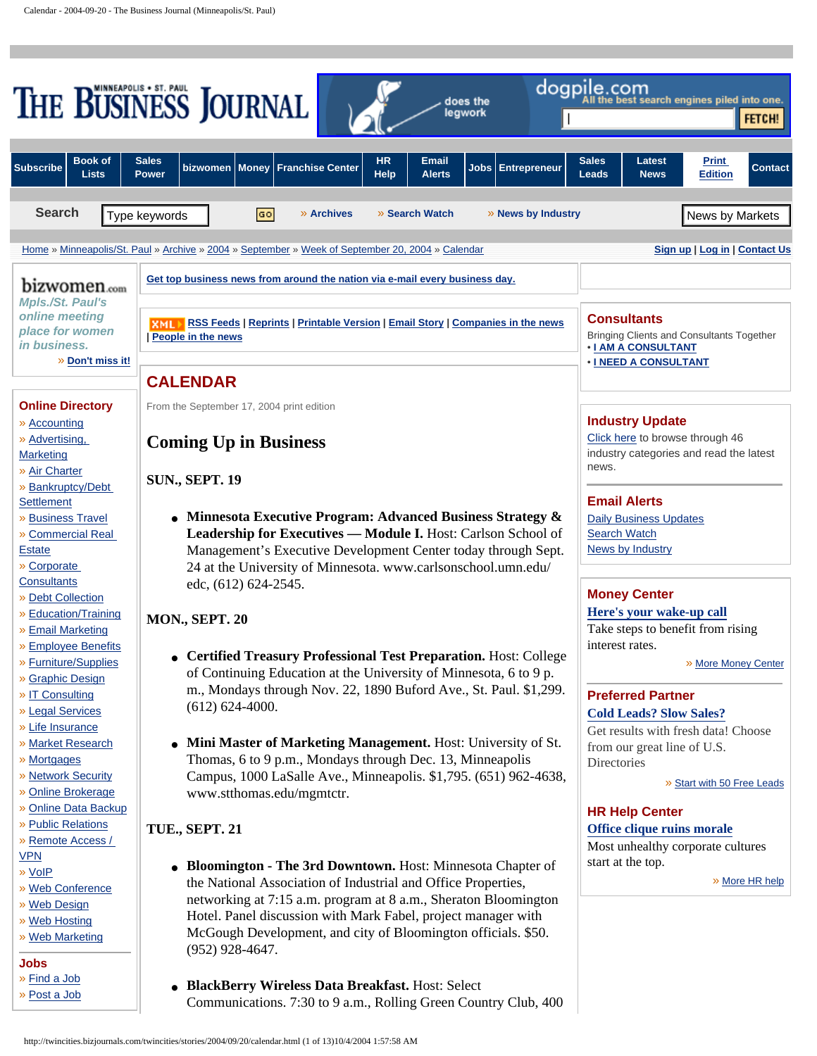# CALENDAR

From the September 17, 2004 print edition

## Coming Up in Business

### SUN., SEPT. 19

- **Minnesota Executive Program: Advanced Business Strategy & Leadership for Executives — Module I.** Host: Carlson School of Management's Executive Development Center today through Sept. 24 at the University of Minnesota. www.carlsonschool.umn.edu/edc, (612) 624-2545.

### MON., SEPT. 20

- **Certified Treasury Professional Test Preparation.** Host: College of Continuing Education at the University of Minnesota, 6 to 9 p.m., Mondays through Nov. 22, 1890 Buford Ave., St. Paul. $1,299. (612) 624-4000.

- **Mini Master of Marketing Management.** Host: University of St. Thomas, 6 to 9 p.m., Mondays through Dec. 13, Minneapolis Campus, 1000 LaSalle Ave., Minneapolis. $1,795. (651) 962-4638, www.stthomas.edu/mgmtctr.

### TUE., SEPT. 21

- **Bloomington - The 3rd Downtown.** Host: Minnesota Chapter of the National Association of Industrial and Office Properties, networking at 7:15 a.m. program at 8 a.m., Sheraton Bloomington Hotel. Panel discussion with Mark Fabel, project manager with McGough Development, and city of Bloomington officials. $50. (952) 928-4647.

- **BlackBerry Wireless Data Breakfast.** Host: Select Communications. 7:30 to 9 a.m., Rolling Green Country Club, 400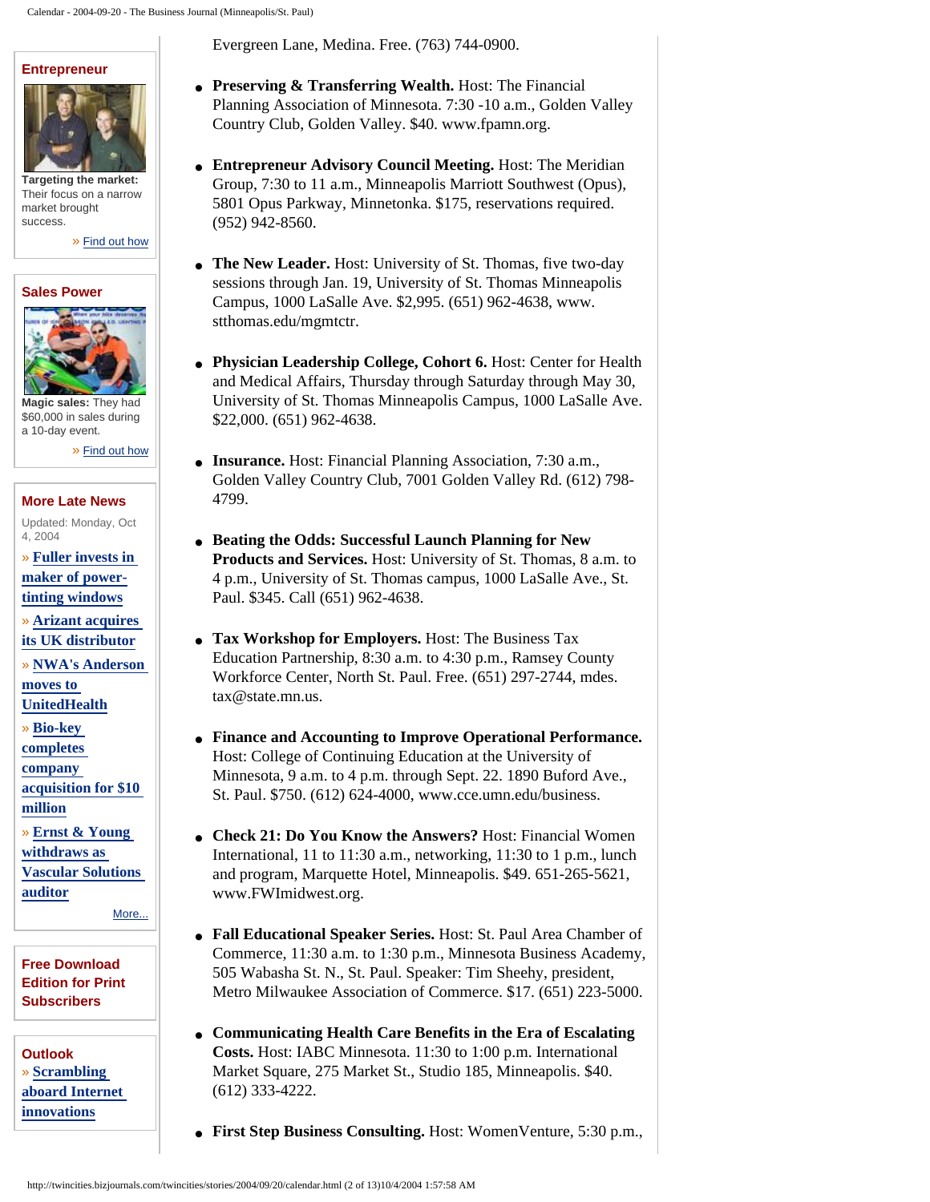## Entrepreneur

**Targeting the market:** Their focus on a narrow market brought success.

» Find out how

## Sales Power

**Magic sales:** They had $60,000 in sales during a 10-day event.

» Find out how

## More Late News

Updated: Monday, Oct 4, 2004

- » **Fuller invests in maker of power-tinting windows**
- » **Arizant acquires its UK distributor**
- » **NWA's Anderson moves to UnitedHealth**
- » **Bio-key completes company acquisition for $10 million**
- » **Ernst & Young withdraws as Vascular Solutions auditor**

More...

## Free Download Edition for Print Subscribers

## Outlook

» **Scrambling aboard Internet innovations**

Evergreen Lane, Medina. Free. (763) 744-0900.

- **Preserving & Transferring Wealth.** Host: The Financial Planning Association of Minnesota. 7:30 -10 a.m., Golden Valley Country Club, Golden Valley. $40. www.fpamn.org.
- **Entrepreneur Advisory Council Meeting.** Host: The Meridian Group, 7:30 to 11 a.m., Minneapolis Marriott Southwest (Opus), 5801 Opus Parkway, Minnetonka. $175, reservations required. (952) 942-8560.
- **The New Leader.** Host: University of St. Thomas, five two-day sessions through Jan. 19, University of St. Thomas Minneapolis Campus, 1000 LaSalle Ave. $2,995. (651) 962-4638, www. stthomas.edu/mgmtctr.
- **Physician Leadership College, Cohort 6.** Host: Center for Health and Medical Affairs, Thursday through Saturday through May 30, University of St. Thomas Minneapolis Campus, 1000 LaSalle Ave. $22,000. (651) 962-4638.
- **Insurance.** Host: Financial Planning Association, 7:30 a.m., Golden Valley Country Club, 7001 Golden Valley Rd. (612) 798-4799.
- **Beating the Odds: Successful Launch Planning for New Products and Services.** Host: University of St. Thomas, 8 a.m. to 4 p.m., University of St. Thomas campus, 1000 LaSalle Ave., St. Paul. $345. Call (651) 962-4638.
- **Tax Workshop for Employers.** Host: The Business Tax Education Partnership, 8:30 a.m. to 4:30 p.m., Ramsey County Workforce Center, North St. Paul. Free. (651) 297-2744, mdes.tax@state.mn.us.
- **Finance and Accounting to Improve Operational Performance.** Host: College of Continuing Education at the University of Minnesota, 9 a.m. to 4 p.m. through Sept. 22. 1890 Buford Ave., St. Paul. $750. (612) 624-4000, www.cce.umn.edu/business.
- **Check 21: Do You Know the Answers?** Host: Financial Women International, 11 to 11:30 a.m., networking, 11:30 to 1 p.m., lunch and program, Marquette Hotel, Minneapolis. $49. 651-265-5621, www.FWImidwest.org.
- **Fall Educational Speaker Series.** Host: St. Paul Area Chamber of Commerce, 11:30 a.m. to 1:30 p.m., Minnesota Business Academy, 505 Wabasha St. N., St. Paul. Speaker: Tim Sheehy, president, Metro Milwaukee Association of Commerce. $17. (651) 223-5000.
- **Communicating Health Care Benefits in the Era of Escalating Costs.** Host: IABC Minnesota. 11:30 to 1:00 p.m. International Market Square, 275 Market St., Studio 185, Minneapolis. $40. (612) 333-4222.
- **First Step Business Consulting.** Host: WomenVenture, 5:30 p.m.,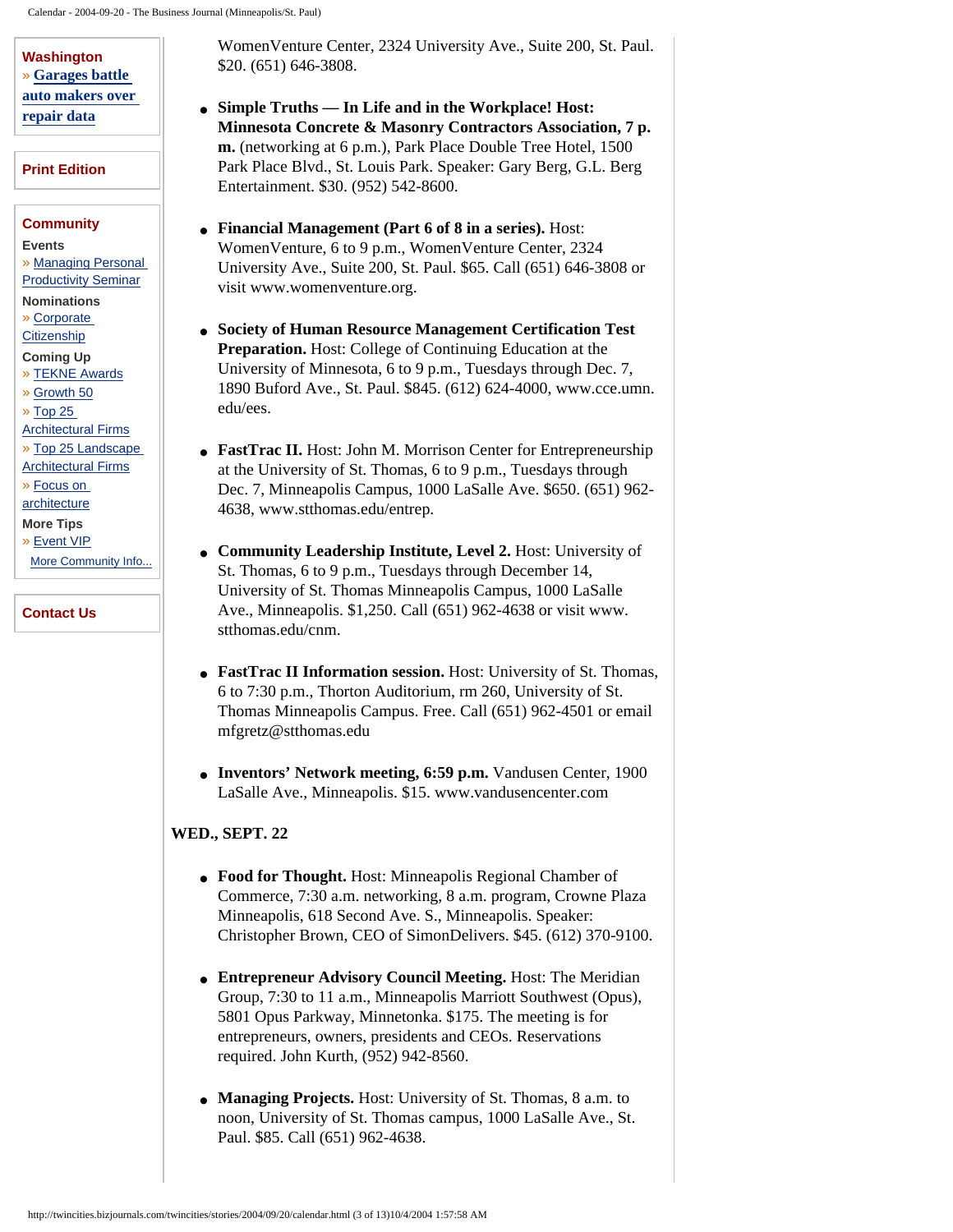**Washington**
» **Garages battle auto makers over repair data**

**Print Edition**

**Community**

**Events**
» Managing Personal Productivity Seminar

**Nominations**
» Corporate Citizenship

**Coming Up**
» TEKNE Awards
» Growth 50
» Top 25 Architectural Firms
» Top 25 Landscape Architectural Firms
» Focus on architecture

**More Tips**
» Event VIP

More Community Info...

**Contact Us**

WomenVenture Center, 2324 University Ave., Suite 200, St. Paul. $20. (651) 646-3808.

- **Simple Truths — In Life and in the Workplace! Host: Minnesota Concrete & Masonry Contractors Association, 7 p.m.** (networking at 6 p.m.), Park Place Double Tree Hotel, 1500 Park Place Blvd., St. Louis Park. Speaker: Gary Berg, G.L. Berg Entertainment. $30. (952) 542-8600.

- **Financial Management (Part 6 of 8 in a series).** Host: WomenVenture, 6 to 9 p.m., WomenVenture Center, 2324 University Ave., Suite 200, St. Paul. $65. Call (651) 646-3808 or visit www.womenventure.org.

- **Society of Human Resource Management Certification Test Preparation.** Host: College of Continuing Education at the University of Minnesota, 6 to 9 p.m., Tuesdays through Dec. 7, 1890 Buford Ave., St. Paul. $845. (612) 624-4000, www.cce.umn.edu/ees.

- **FastTrac II.** Host: John M. Morrison Center for Entrepreneurship at the University of St. Thomas, 6 to 9 p.m., Tuesdays through Dec. 7, Minneapolis Campus, 1000 LaSalle Ave. $650. (651) 962-4638, www.stthomas.edu/entrep.

- **Community Leadership Institute, Level 2.** Host: University of St. Thomas, 6 to 9 p.m., Tuesdays through December 14, University of St. Thomas Minneapolis Campus, 1000 LaSalle Ave., Minneapolis. $1,250. Call (651) 962-4638 or visit www.stthomas.edu/cnm.

- **FastTrac II Information session.** Host: University of St. Thomas, 6 to 7:30 p.m., Thorton Auditorium, rm 260, University of St. Thomas Minneapolis Campus. Free. Call (651) 962-4501 or email mfgretz@stthomas.edu

- **Inventors' Network meeting, 6:59 p.m.** Vandusen Center, 1900 LaSalle Ave., Minneapolis. $15. www.vandusencenter.com

**WED., SEPT. 22**

- **Food for Thought.** Host: Minneapolis Regional Chamber of Commerce, 7:30 a.m. networking, 8 a.m. program, Crowne Plaza Minneapolis, 618 Second Ave. S., Minneapolis. Speaker: Christopher Brown, CEO of SimonDelivers. $45. (612) 370-9100.

- **Entrepreneur Advisory Council Meeting.** Host: The Meridian Group, 7:30 to 11 a.m., Minneapolis Marriott Southwest (Opus), 5801 Opus Parkway, Minnetonka. $175. The meeting is for entrepreneurs, owners, presidents and CEOs. Reservations required. John Kurth, (952) 942-8560.

- **Managing Projects.** Host: University of St. Thomas, 8 a.m. to noon, University of St. Thomas campus, 1000 LaSalle Ave., St. Paul. $85. Call (651) 962-4638.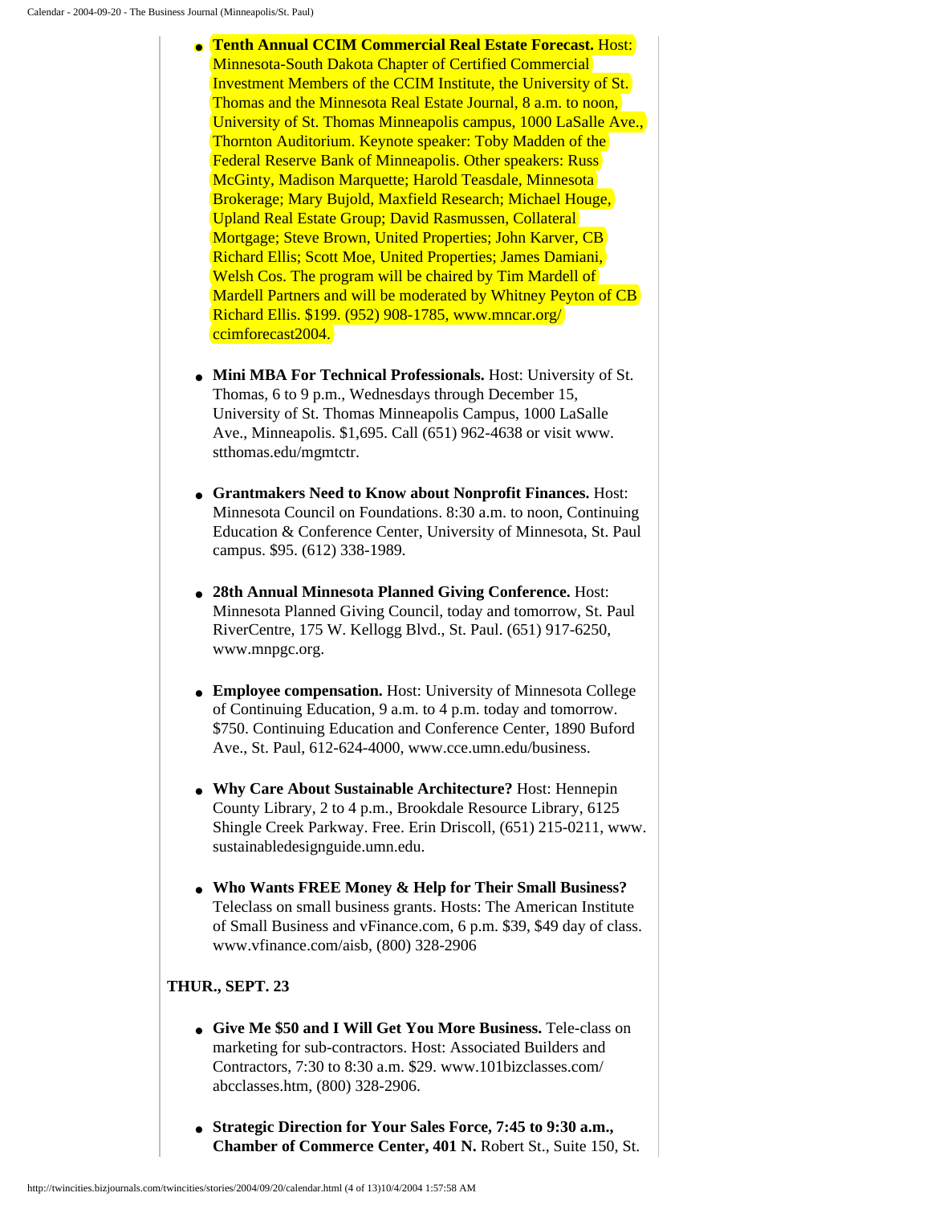- **Tenth Annual CCIM Commercial Real Estate Forecast.** Host: Minnesota-South Dakota Chapter of Certified Commercial Investment Members of the CCIM Institute, the University of St. Thomas and the Minnesota Real Estate Journal, 8 a.m. to noon, University of St. Thomas Minneapolis campus, 1000 LaSalle Ave., Thornton Auditorium. Keynote speaker: Toby Madden of the Federal Reserve Bank of Minneapolis. Other speakers: Russ McGinty, Madison Marquette; Harold Teasdale, Minnesota Brokerage; Mary Bujold, Maxfield Research; Michael Houge, Upland Real Estate Group; David Rasmussen, Collateral Mortgage; Steve Brown, United Properties; John Karver, CB Richard Ellis; Scott Moe, United Properties; James Damiani, Welsh Cos. The program will be chaired by Tim Mardell of Mardell Partners and will be moderated by Whitney Peyton of CB Richard Ellis. $199. (952) 908-1785, www.mncar.org/ccimforecast2004.

- **Mini MBA For Technical Professionals.** Host: University of St. Thomas, 6 to 9 p.m., Wednesdays through December 15, University of St. Thomas Minneapolis Campus, 1000 LaSalle Ave., Minneapolis. $1,695. Call (651) 962-4638 or visit www.stthomas.edu/mgmtctr.

- **Grantmakers Need to Know about Nonprofit Finances.** Host: Minnesota Council on Foundations. 8:30 a.m. to noon, Continuing Education & Conference Center, University of Minnesota, St. Paul campus. $95. (612) 338-1989.

- **28th Annual Minnesota Planned Giving Conference.** Host: Minnesota Planned Giving Council, today and tomorrow, St. Paul RiverCentre, 175 W. Kellogg Blvd., St. Paul. (651) 917-6250, www.mnpgc.org.

- **Employee compensation.** Host: University of Minnesota College of Continuing Education, 9 a.m. to 4 p.m. today and tomorrow. $750. Continuing Education and Conference Center, 1890 Buford Ave., St. Paul, 612-624-4000, www.cce.umn.edu/business.

- **Why Care About Sustainable Architecture?** Host: Hennepin County Library, 2 to 4 p.m., Brookdale Resource Library, 6125 Shingle Creek Parkway. Free. Erin Driscoll, (651) 215-0211, www.sustainabledesignguide.umn.edu.

- **Who Wants FREE Money & Help for Their Small Business?** Teleclass on small business grants. Hosts: The American Institute of Small Business and vFinance.com, 6 p.m. $39, $49 day of class. www.vfinance.com/aisb, (800) 328-2906

**THUR., SEPT. 23**

- **Give Me $50 and I Will Get You More Business.** Tele-class on marketing for sub-contractors. Host: Associated Builders and Contractors, 7:30 to 8:30 a.m. $29. www.101bizclasses.com/abcclasses.htm, (800) 328-2906.

- **Strategic Direction for Your Sales Force, 7:45 to 9:30 a.m., Chamber of Commerce Center, 401 N.** Robert St., Suite 150, St.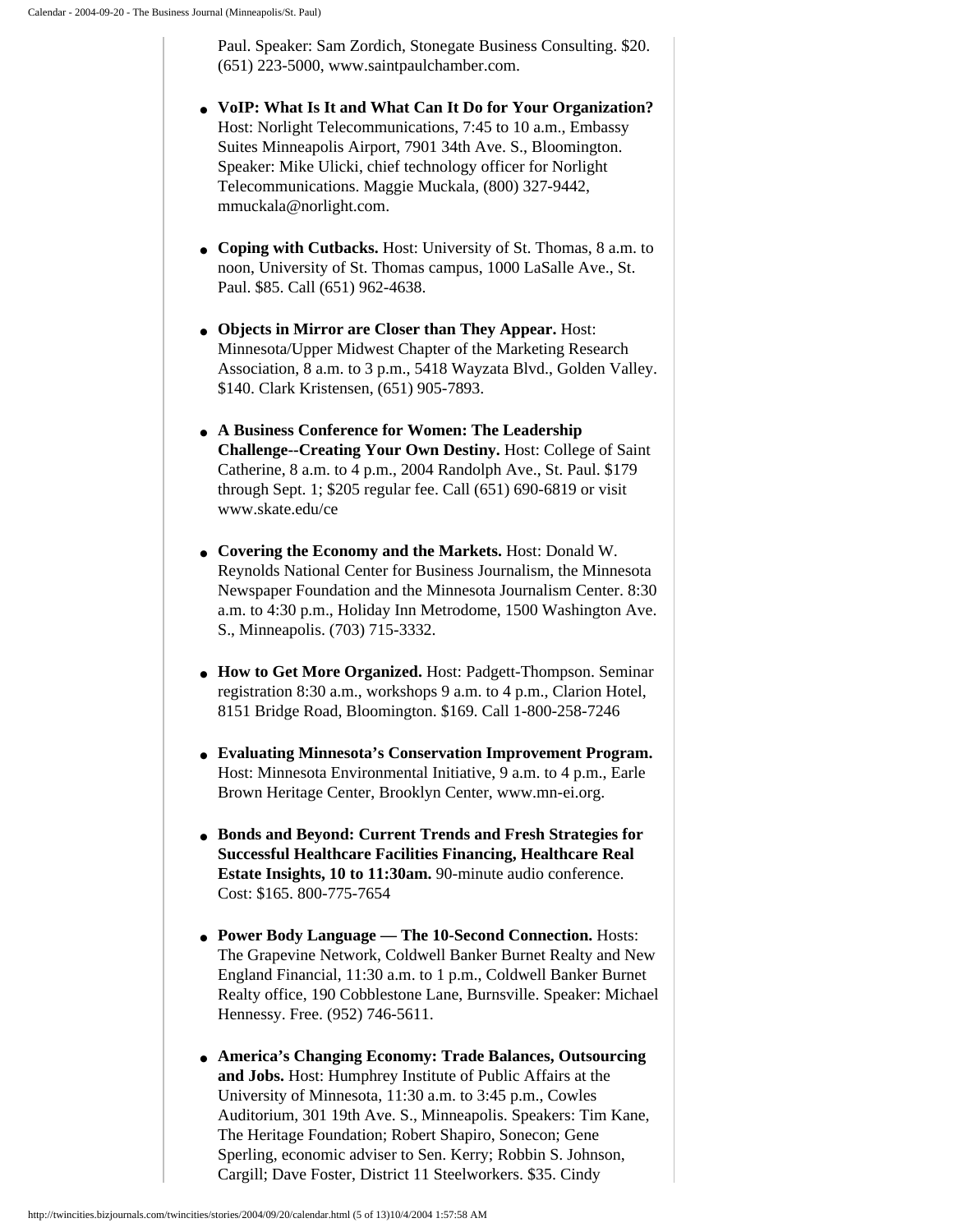Paul. Speaker: Sam Zordich, Stonegate Business Consulting. $20. (651) 223-5000, www.saintpaulchamber.com.

- **VoIP: What Is It and What Can It Do for Your Organization?** Host: Norlight Telecommunications, 7:45 to 10 a.m., Embassy Suites Minneapolis Airport, 7901 34th Ave. S., Bloomington. Speaker: Mike Ulicki, chief technology officer for Norlight Telecommunications. Maggie Muckala, (800) 327-9442, mmuckala@norlight.com.

- **Coping with Cutbacks.** Host: University of St. Thomas, 8 a.m. to noon, University of St. Thomas campus, 1000 LaSalle Ave., St. Paul. $85. Call (651) 962-4638.

- **Objects in Mirror are Closer than They Appear.** Host: Minnesota/Upper Midwest Chapter of the Marketing Research Association, 8 a.m. to 3 p.m., 5418 Wayzata Blvd., Golden Valley. $140. Clark Kristensen, (651) 905-7893.

- **A Business Conference for Women: The Leadership Challenge--Creating Your Own Destiny.** Host: College of Saint Catherine, 8 a.m. to 4 p.m., 2004 Randolph Ave., St. Paul. $179 through Sept. 1; $205 regular fee. Call (651) 690-6819 or visit www.skate.edu/ce

- **Covering the Economy and the Markets.** Host: Donald W. Reynolds National Center for Business Journalism, the Minnesota Newspaper Foundation and the Minnesota Journalism Center. 8:30 a.m. to 4:30 p.m., Holiday Inn Metrodome, 1500 Washington Ave. S., Minneapolis. (703) 715-3332.

- **How to Get More Organized.** Host: Padgett-Thompson. Seminar registration 8:30 a.m., workshops 9 a.m. to 4 p.m., Clarion Hotel, 8151 Bridge Road, Bloomington. $169. Call 1-800-258-7246

- **Evaluating Minnesota's Conservation Improvement Program.** Host: Minnesota Environmental Initiative, 9 a.m. to 4 p.m., Earle Brown Heritage Center, Brooklyn Center, www.mn-ei.org.

- **Bonds and Beyond: Current Trends and Fresh Strategies for Successful Healthcare Facilities Financing, Healthcare Real Estate Insights, 10 to 11:30am.** 90-minute audio conference. Cost: $165. 800-775-7654

- **Power Body Language — The 10-Second Connection.** Hosts: The Grapevine Network, Coldwell Banker Burnet Realty and New England Financial, 11:30 a.m. to 1 p.m., Coldwell Banker Burnet Realty office, 190 Cobblestone Lane, Burnsville. Speaker: Michael Hennessy. Free. (952) 746-5611.

- **America's Changing Economy: Trade Balances, Outsourcing and Jobs.** Host: Humphrey Institute of Public Affairs at the University of Minnesota, 11:30 a.m. to 3:45 p.m., Cowles Auditorium, 301 19th Ave. S., Minneapolis. Speakers: Tim Kane, The Heritage Foundation; Robert Shapiro, Sonecon; Gene Sperling, economic adviser to Sen. Kerry; Robbin S. Johnson, Cargill; Dave Foster, District 11 Steelworkers. $35. Cindy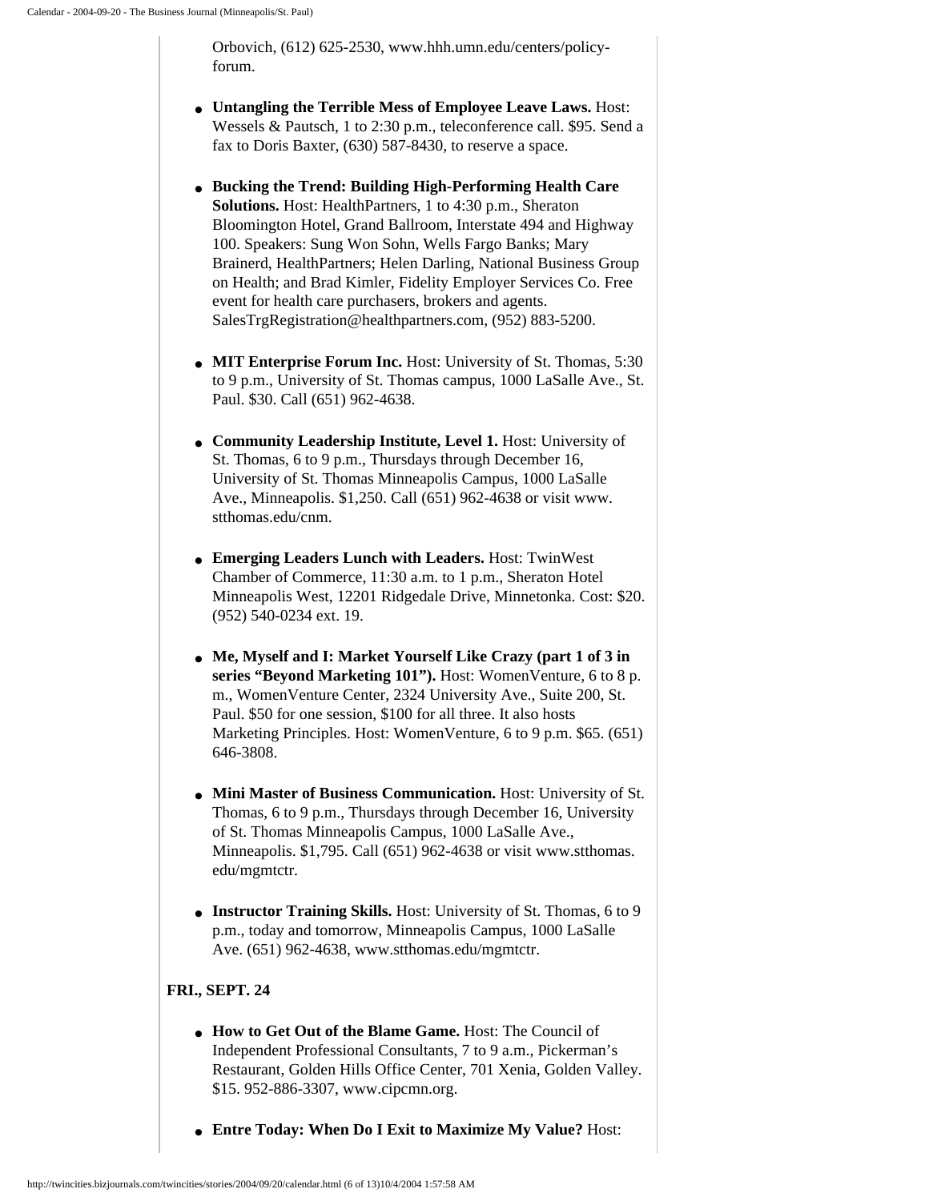Orbovich, (612) 625-2530, www.hhh.umn.edu/centers/policy-forum.

- **Untangling the Terrible Mess of Employee Leave Laws.** Host: Wessels & Pautsch, 1 to 2:30 p.m., teleconference call. $95. Send a fax to Doris Baxter, (630) 587-8430, to reserve a space.

- **Bucking the Trend: Building High-Performing Health Care Solutions.** Host: HealthPartners, 1 to 4:30 p.m., Sheraton Bloomington Hotel, Grand Ballroom, Interstate 494 and Highway 100. Speakers: Sung Won Sohn, Wells Fargo Banks; Mary Brainerd, HealthPartners; Helen Darling, National Business Group on Health; and Brad Kimler, Fidelity Employer Services Co. Free event for health care purchasers, brokers and agents. SalesTrgRegistration@healthpartners.com, (952) 883-5200.

- **MIT Enterprise Forum Inc.** Host: University of St. Thomas, 5:30 to 9 p.m., University of St. Thomas campus, 1000 LaSalle Ave., St. Paul. $30. Call (651) 962-4638.

- **Community Leadership Institute, Level 1.** Host: University of St. Thomas, 6 to 9 p.m., Thursdays through December 16, University of St. Thomas Minneapolis Campus, 1000 LaSalle Ave., Minneapolis. $1,250. Call (651) 962-4638 or visit www.stthomas.edu/cnm.

- **Emerging Leaders Lunch with Leaders.** Host: TwinWest Chamber of Commerce, 11:30 a.m. to 1 p.m., Sheraton Hotel Minneapolis West, 12201 Ridgedale Drive, Minnetonka. Cost: $20. (952) 540-0234 ext. 19.

- **Me, Myself and I: Market Yourself Like Crazy (part 1 of 3 in series "Beyond Marketing 101").** Host: WomenVenture, 6 to 8 p.m., WomenVenture Center, 2324 University Ave., Suite 200, St. Paul. $50 for one session, $100 for all three. It also hosts Marketing Principles. Host: WomenVenture, 6 to 9 p.m. $65. (651) 646-3808.

- **Mini Master of Business Communication.** Host: University of St. Thomas, 6 to 9 p.m., Thursdays through December 16, University of St. Thomas Minneapolis Campus, 1000 LaSalle Ave., Minneapolis. $1,795. Call (651) 962-4638 or visit www.stthomas.edu/mgmtctr.

- **Instructor Training Skills.** Host: University of St. Thomas, 6 to 9 p.m., today and tomorrow, Minneapolis Campus, 1000 LaSalle Ave. (651) 962-4638, www.stthomas.edu/mgmtctr.

**FRI., SEPT. 24**

- **How to Get Out of the Blame Game.** Host: The Council of Independent Professional Consultants, 7 to 9 a.m., Pickerman's Restaurant, Golden Hills Office Center, 701 Xenia, Golden Valley. $15. 952-886-3307, www.cipcmn.org.

- **Entre Today: When Do I Exit to Maximize My Value?** Host: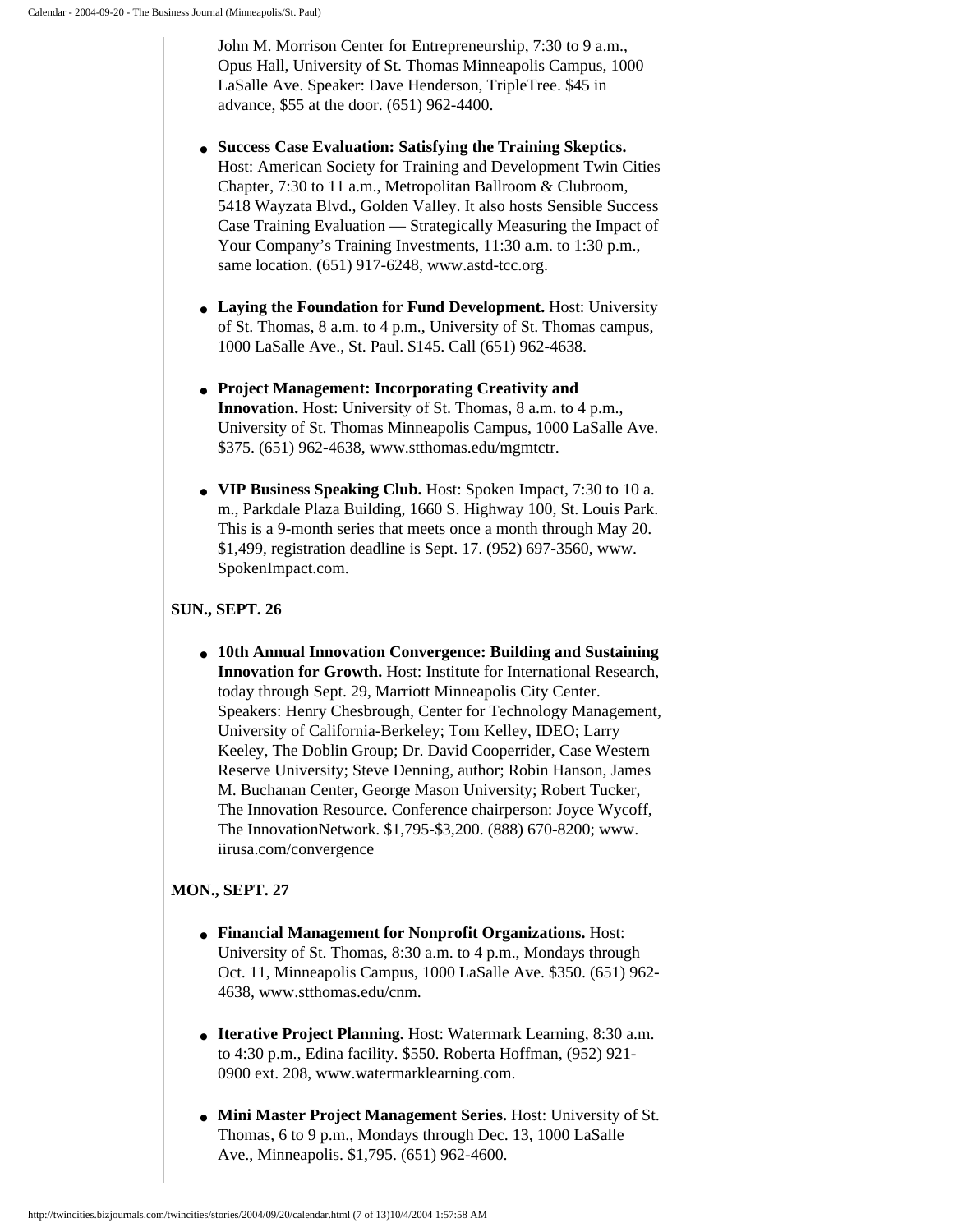John M. Morrison Center for Entrepreneurship, 7:30 to 9 a.m., Opus Hall, University of St. Thomas Minneapolis Campus, 1000 LaSalle Ave. Speaker: Dave Henderson, TripleTree. $45 in advance, $55 at the door. (651) 962-4400.

- **Success Case Evaluation: Satisfying the Training Skeptics.** Host: American Society for Training and Development Twin Cities Chapter, 7:30 to 11 a.m., Metropolitan Ballroom & Clubroom, 5418 Wayzata Blvd., Golden Valley. It also hosts Sensible Success Case Training Evaluation — Strategically Measuring the Impact of Your Company's Training Investments, 11:30 a.m. to 1:30 p.m., same location. (651) 917-6248, www.astd-tcc.org.

- **Laying the Foundation for Fund Development.** Host: University of St. Thomas, 8 a.m. to 4 p.m., University of St. Thomas campus, 1000 LaSalle Ave., St. Paul. $145. Call (651) 962-4638.

- **Project Management: Incorporating Creativity and Innovation.** Host: University of St. Thomas, 8 a.m. to 4 p.m., University of St. Thomas Minneapolis Campus, 1000 LaSalle Ave. $375. (651) 962-4638, www.stthomas.edu/mgmtctr.

- **VIP Business Speaking Club.** Host: Spoken Impact, 7:30 to 10 a.m., Parkdale Plaza Building, 1660 S. Highway 100, St. Louis Park. This is a 9-month series that meets once a month through May 20. $1,499, registration deadline is Sept. 17. (952) 697-3560, www.SpokenImpact.com.

**SUN., SEPT. 26**

- **10th Annual Innovation Convergence: Building and Sustaining Innovation for Growth.** Host: Institute for International Research, today through Sept. 29, Marriott Minneapolis City Center. Speakers: Henry Chesbrough, Center for Technology Management, University of California-Berkeley; Tom Kelley, IDEO; Larry Keeley, The Doblin Group; Dr. David Cooperrider, Case Western Reserve University; Steve Denning, author; Robin Hanson, James M. Buchanan Center, George Mason University; Robert Tucker, The Innovation Resource. Conference chairperson: Joyce Wycoff, The InnovationNetwork. $1,795-$3,200. (888) 670-8200; www.iirusa.com/convergence

**MON., SEPT. 27**

- **Financial Management for Nonprofit Organizations.** Host: University of St. Thomas, 8:30 a.m. to 4 p.m., Mondays through Oct. 11, Minneapolis Campus, 1000 LaSalle Ave. $350. (651) 962-4638, www.stthomas.edu/cnm.

- **Iterative Project Planning.** Host: Watermark Learning, 8:30 a.m. to 4:30 p.m., Edina facility. $550. Roberta Hoffman, (952) 921-0900 ext. 208, www.watermarklearning.com.

- **Mini Master Project Management Series.** Host: University of St. Thomas, 6 to 9 p.m., Mondays through Dec. 13, 1000 LaSalle Ave., Minneapolis. $1,795. (651) 962-4600.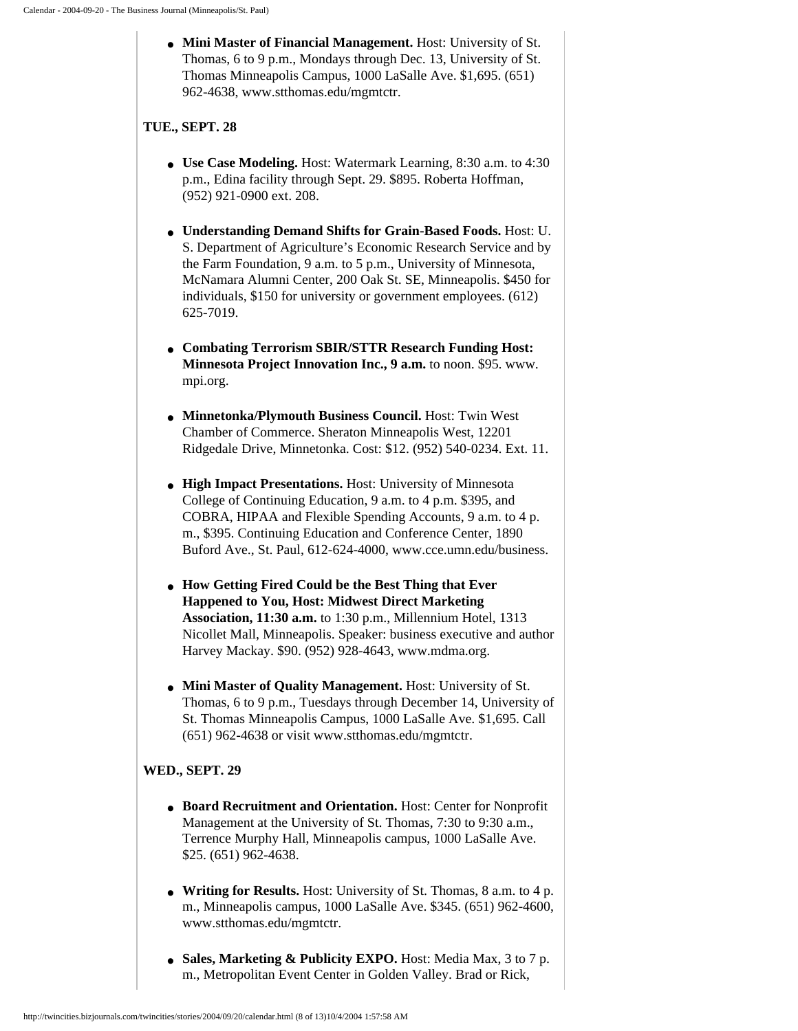- **Mini Master of Financial Management.** Host: University of St. Thomas, 6 to 9 p.m., Mondays through Dec. 13, University of St. Thomas Minneapolis Campus, 1000 LaSalle Ave. $1,695. (651) 962-4638, www.stthomas.edu/mgmtctr.

**TUE., SEPT. 28**

- **Use Case Modeling.** Host: Watermark Learning, 8:30 a.m. to 4:30 p.m., Edina facility through Sept. 29. $895. Roberta Hoffman, (952) 921-0900 ext. 208.

- **Understanding Demand Shifts for Grain-Based Foods.** Host: U. S. Department of Agriculture's Economic Research Service and by the Farm Foundation, 9 a.m. to 5 p.m., University of Minnesota, McNamara Alumni Center, 200 Oak St. SE, Minneapolis. $450 for individuals, $150 for university or government employees. (612) 625-7019.

- **Combating Terrorism SBIR/STTR Research Funding Host: Minnesota Project Innovation Inc., 9 a.m.** to noon. $95. www.mpi.org.

- **Minnetonka/Plymouth Business Council.** Host: Twin West Chamber of Commerce. Sheraton Minneapolis West, 12201 Ridgedale Drive, Minnetonka. Cost: $12. (952) 540-0234. Ext. 11.

- **High Impact Presentations.** Host: University of Minnesota College of Continuing Education, 9 a.m. to 4 p.m. $395, and COBRA, HIPAA and Flexible Spending Accounts, 9 a.m. to 4 p.m., $395. Continuing Education and Conference Center, 1890 Buford Ave., St. Paul, 612-624-4000, www.cce.umn.edu/business.

- **How Getting Fired Could be the Best Thing that Ever Happened to You, Host: Midwest Direct Marketing Association, 11:30 a.m.** to 1:30 p.m., Millennium Hotel, 1313 Nicollet Mall, Minneapolis. Speaker: business executive and author Harvey Mackay. $90. (952) 928-4643, www.mdma.org.

- **Mini Master of Quality Management.** Host: University of St. Thomas, 6 to 9 p.m., Tuesdays through December 14, University of St. Thomas Minneapolis Campus, 1000 LaSalle Ave. $1,695. Call (651) 962-4638 or visit www.stthomas.edu/mgmtctr.

**WED., SEPT. 29**

- **Board Recruitment and Orientation.** Host: Center for Nonprofit Management at the University of St. Thomas, 7:30 to 9:30 a.m., Terrence Murphy Hall, Minneapolis campus, 1000 LaSalle Ave. $25. (651) 962-4638.

- **Writing for Results.** Host: University of St. Thomas, 8 a.m. to 4 p.m., Minneapolis campus, 1000 LaSalle Ave. $345. (651) 962-4600, www.stthomas.edu/mgmtctr.

- **Sales, Marketing & Publicity EXPO.** Host: Media Max, 3 to 7 p.m., Metropolitan Event Center in Golden Valley. Brad or Rick,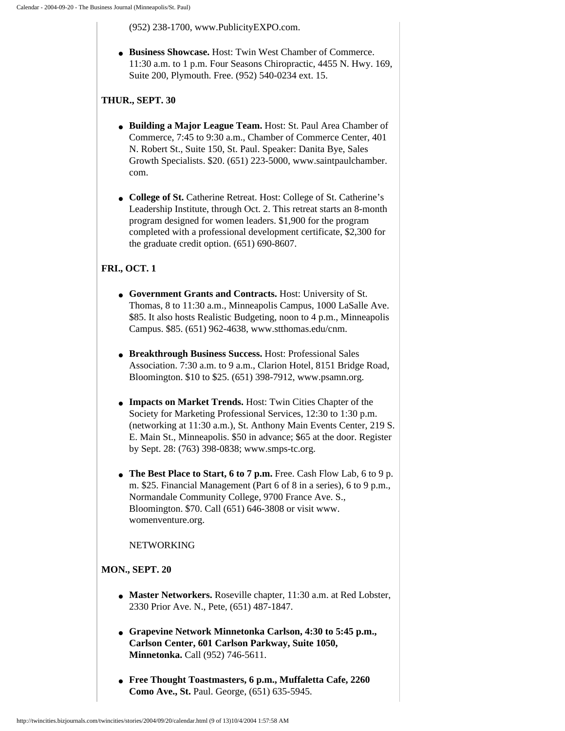(952) 238-1700, www.PublicityEXPO.com.

- **Business Showcase.** Host: Twin West Chamber of Commerce. 11:30 a.m. to 1 p.m. Four Seasons Chiropractic, 4455 N. Hwy. 169, Suite 200, Plymouth. Free. (952) 540-0234 ext. 15.

**THUR., SEPT. 30**

- **Building a Major League Team.** Host: St. Paul Area Chamber of Commerce, 7:45 to 9:30 a.m., Chamber of Commerce Center, 401 N. Robert St., Suite 150, St. Paul. Speaker: Danita Bye, Sales Growth Specialists. $20. (651) 223-5000, www.saintpaulchamber.com.

- **College of St.** Catherine Retreat. Host: College of St. Catherine's Leadership Institute, through Oct. 2. This retreat starts an 8-month program designed for women leaders. $1,900 for the program completed with a professional development certificate, $2,300 for the graduate credit option. (651) 690-8607.

**FRI., OCT. 1**

- **Government Grants and Contracts.** Host: University of St. Thomas, 8 to 11:30 a.m., Minneapolis Campus, 1000 LaSalle Ave. $85. It also hosts Realistic Budgeting, noon to 4 p.m., Minneapolis Campus. $85. (651) 962-4638, www.stthomas.edu/cnm.

- **Breakthrough Business Success.** Host: Professional Sales Association. 7:30 a.m. to 9 a.m., Clarion Hotel, 8151 Bridge Road, Bloomington. $10 to $25. (651) 398-7912, www.psamn.org.

- **Impacts on Market Trends.** Host: Twin Cities Chapter of the Society for Marketing Professional Services, 12:30 to 1:30 p.m. (networking at 11:30 a.m.), St. Anthony Main Events Center, 219 S. E. Main St., Minneapolis. $50 in advance; $65 at the door. Register by Sept. 28: (763) 398-0838; www.smps-tc.org.

- **The Best Place to Start, 6 to 7 p.m.** Free. Cash Flow Lab, 6 to 9 p.m. $25. Financial Management (Part 6 of 8 in a series), 6 to 9 p.m., Normandale Community College, 9700 France Ave. S., Bloomington. $70. Call (651) 646-3808 or visit www.womenventure.org.

NETWORKING

**MON., SEPT. 20**

- **Master Networkers.** Roseville chapter, 11:30 a.m. at Red Lobster, 2330 Prior Ave. N., Pete, (651) 487-1847.

- **Grapevine Network Minnetonka Carlson, 4:30 to 5:45 p.m., Carlson Center, 601 Carlson Parkway, Suite 1050, Minnetonka.** Call (952) 746-5611.

- **Free Thought Toastmasters, 6 p.m., Muffaletta Cafe, 2260 Como Ave., St.** Paul. George, (651) 635-5945.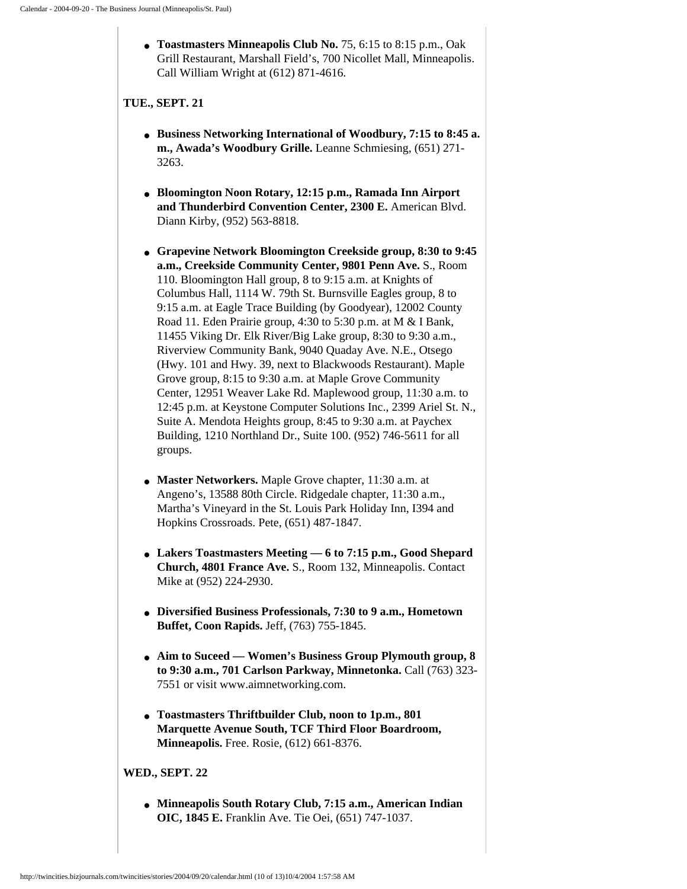- **Toastmasters Minneapolis Club No.** 75, 6:15 to 8:15 p.m., Oak Grill Restaurant, Marshall Field's, 700 Nicollet Mall, Minneapolis. Call William Wright at (612) 871-4616.

**TUE., SEPT. 21**

- **Business Networking International of Woodbury, 7:15 to 8:45 a.m., Awada's Woodbury Grille.** Leanne Schmiesing, (651) 271-3263.
- **Bloomington Noon Rotary, 12:15 p.m., Ramada Inn Airport and Thunderbird Convention Center, 2300 E.** American Blvd. Diann Kirby, (952) 563-8818.
- **Grapevine Network Bloomington Creekside group, 8:30 to 9:45 a.m., Creekside Community Center, 9801 Penn Ave.** S., Room 110. Bloomington Hall group, 8 to 9:15 a.m. at Knights of Columbus Hall, 1114 W. 79th St. Burnsville Eagles group, 8 to 9:15 a.m. at Eagle Trace Building (by Goodyear), 12002 County Road 11. Eden Prairie group, 4:30 to 5:30 p.m. at M & I Bank, 11455 Viking Dr. Elk River/Big Lake group, 8:30 to 9:30 a.m., Riverview Community Bank, 9040 Quaday Ave. N.E., Otsego (Hwy. 101 and Hwy. 39, next to Blackwoods Restaurant). Maple Grove group, 8:15 to 9:30 a.m. at Maple Grove Community Center, 12951 Weaver Lake Rd. Maplewood group, 11:30 a.m. to 12:45 p.m. at Keystone Computer Solutions Inc., 2399 Ariel St. N., Suite A. Mendota Heights group, 8:45 to 9:30 a.m. at Paychex Building, 1210 Northland Dr., Suite 100. (952) 746-5611 for all groups.
- **Master Networkers.** Maple Grove chapter, 11:30 a.m. at Angeno's, 13588 80th Circle. Ridgedale chapter, 11:30 a.m., Martha's Vineyard in the St. Louis Park Holiday Inn, I394 and Hopkins Crossroads. Pete, (651) 487-1847.
- **Lakers Toastmasters Meeting — 6 to 7:15 p.m., Good Shepard Church, 4801 France Ave.** S., Room 132, Minneapolis. Contact Mike at (952) 224-2930.
- **Diversified Business Professionals, 7:30 to 9 a.m., Hometown Buffet, Coon Rapids.** Jeff, (763) 755-1845.
- **Aim to Suceed — Women's Business Group Plymouth group, 8 to 9:30 a.m., 701 Carlson Parkway, Minnetonka.** Call (763) 323-7551 or visit www.aimnetworking.com.
- **Toastmasters Thriftbuilder Club, noon to 1p.m., 801 Marquette Avenue South, TCF Third Floor Boardroom, Minneapolis.** Free. Rosie, (612) 661-8376.

**WED., SEPT. 22**

- **Minneapolis South Rotary Club, 7:15 a.m., American Indian OIC, 1845 E.** Franklin Ave. Tie Oei, (651) 747-1037.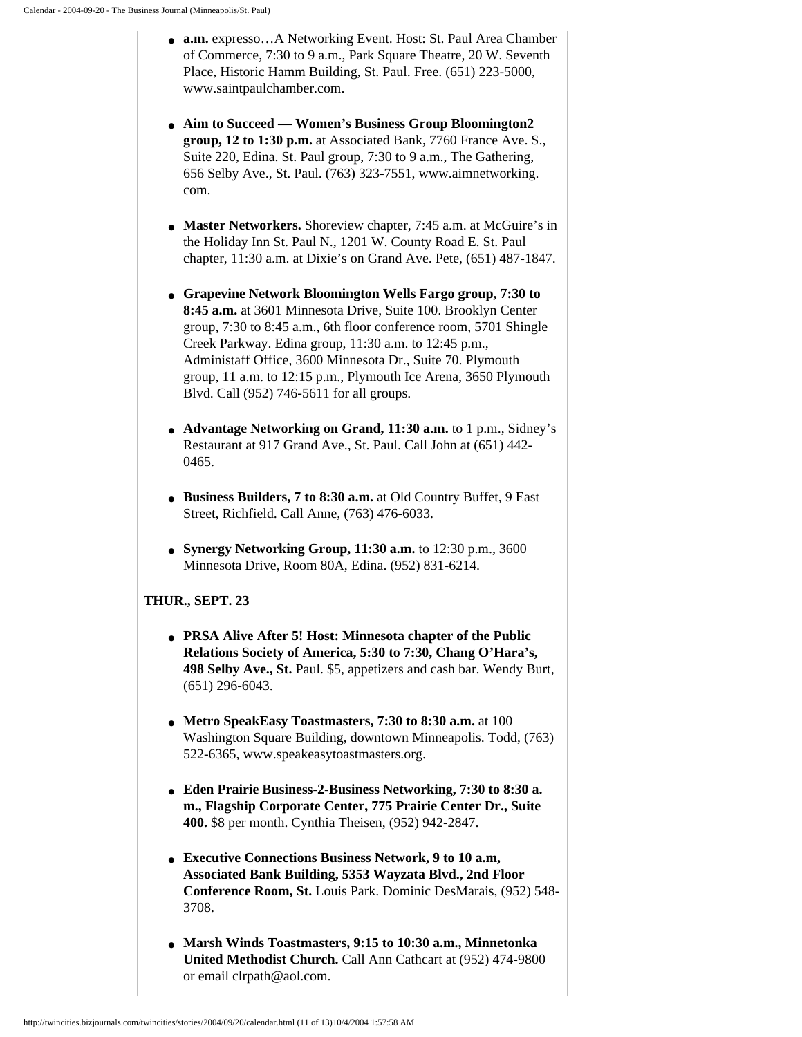- **a.m.** expresso…A Networking Event. Host: St. Paul Area Chamber of Commerce, 7:30 to 9 a.m., Park Square Theatre, 20 W. Seventh Place, Historic Hamm Building, St. Paul. Free. (651) 223-5000, www.saintpaulchamber.com.

- **Aim to Succeed — Women's Business Group Bloomington2 group, 12 to 1:30 p.m.** at Associated Bank, 7760 France Ave. S., Suite 220, Edina. St. Paul group, 7:30 to 9 a.m., The Gathering, 656 Selby Ave., St. Paul. (763) 323-7551, www.aimnetworking.com.

- **Master Networkers.** Shoreview chapter, 7:45 a.m. at McGuire's in the Holiday Inn St. Paul N., 1201 W. County Road E. St. Paul chapter, 11:30 a.m. at Dixie's on Grand Ave. Pete, (651) 487-1847.

- **Grapevine Network Bloomington Wells Fargo group, 7:30 to 8:45 a.m.** at 3601 Minnesota Drive, Suite 100. Brooklyn Center group, 7:30 to 8:45 a.m., 6th floor conference room, 5701 Shingle Creek Parkway. Edina group, 11:30 a.m. to 12:45 p.m., Administaff Office, 3600 Minnesota Dr., Suite 70. Plymouth group, 11 a.m. to 12:15 p.m., Plymouth Ice Arena, 3650 Plymouth Blvd. Call (952) 746-5611 for all groups.

- **Advantage Networking on Grand, 11:30 a.m.** to 1 p.m., Sidney's Restaurant at 917 Grand Ave., St. Paul. Call John at (651) 442-0465.

- **Business Builders, 7 to 8:30 a.m.** at Old Country Buffet, 9 East Street, Richfield. Call Anne, (763) 476-6033.

- **Synergy Networking Group, 11:30 a.m.** to 12:30 p.m., 3600 Minnesota Drive, Room 80A, Edina. (952) 831-6214.

**THUR., SEPT. 23**

- **PRSA Alive After 5! Host: Minnesota chapter of the Public Relations Society of America, 5:30 to 7:30, Chang O'Hara's, 498 Selby Ave., St.** Paul. $5, appetizers and cash bar. Wendy Burt, (651) 296-6043.

- **Metro SpeakEasy Toastmasters, 7:30 to 8:30 a.m.** at 100 Washington Square Building, downtown Minneapolis. Todd, (763) 522-6365, www.speakeasytoastmasters.org.

- **Eden Prairie Business-2-Business Networking, 7:30 to 8:30 a.m., Flagship Corporate Center, 775 Prairie Center Dr., Suite 400.** $8 per month. Cynthia Theisen, (952) 942-2847.

- **Executive Connections Business Network, 9 to 10 a.m, Associated Bank Building, 5353 Wayzata Blvd., 2nd Floor Conference Room, St.** Louis Park. Dominic DesMarais, (952) 548-3708.

- **Marsh Winds Toastmasters, 9:15 to 10:30 a.m., Minnetonka United Methodist Church.** Call Ann Cathcart at (952) 474-9800 or email clrpath@aol.com.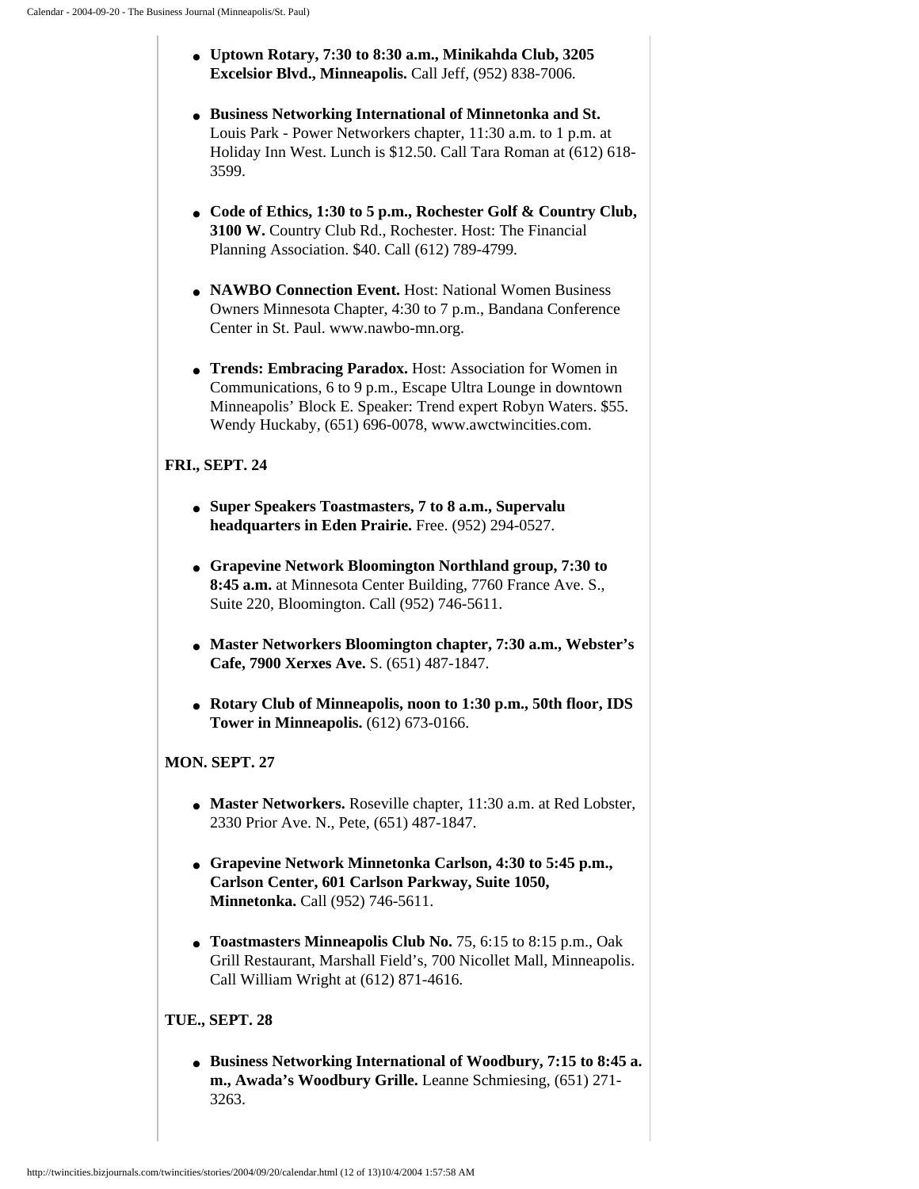- **Uptown Rotary, 7:30 to 8:30 a.m., Minikahda Club, 3205 Excelsior Blvd., Minneapolis.** Call Jeff, (952) 838-7006.

- **Business Networking International of Minnetonka and St.** Louis Park - Power Networkers chapter, 11:30 a.m. to 1 p.m. at Holiday Inn West. Lunch is $12.50. Call Tara Roman at (612) 618-3599.

- **Code of Ethics, 1:30 to 5 p.m., Rochester Golf & Country Club, 3100 W.** Country Club Rd., Rochester. Host: The Financial Planning Association. $40. Call (612) 789-4799.

- **NAWBO Connection Event.** Host: National Women Business Owners Minnesota Chapter, 4:30 to 7 p.m., Bandana Conference Center in St. Paul. www.nawbo-mn.org.

- **Trends: Embracing Paradox.** Host: Association for Women in Communications, 6 to 9 p.m., Escape Ultra Lounge in downtown Minneapolis' Block E. Speaker: Trend expert Robyn Waters. $55. Wendy Huckaby, (651) 696-0078, www.awctwincities.com.

**FRI., SEPT. 24**

- **Super Speakers Toastmasters, 7 to 8 a.m., Supervalu headquarters in Eden Prairie.** Free. (952) 294-0527.

- **Grapevine Network Bloomington Northland group, 7:30 to 8:45 a.m.** at Minnesota Center Building, 7760 France Ave. S., Suite 220, Bloomington. Call (952) 746-5611.

- **Master Networkers Bloomington chapter, 7:30 a.m., Webster's Cafe, 7900 Xerxes Ave.** S. (651) 487-1847.

- **Rotary Club of Minneapolis, noon to 1:30 p.m., 50th floor, IDS Tower in Minneapolis.** (612) 673-0166.

**MON. SEPT. 27**

- **Master Networkers.** Roseville chapter, 11:30 a.m. at Red Lobster, 2330 Prior Ave. N., Pete, (651) 487-1847.

- **Grapevine Network Minnetonka Carlson, 4:30 to 5:45 p.m., Carlson Center, 601 Carlson Parkway, Suite 1050, Minnetonka.** Call (952) 746-5611.

- **Toastmasters Minneapolis Club No.** 75, 6:15 to 8:15 p.m., Oak Grill Restaurant, Marshall Field's, 700 Nicollet Mall, Minneapolis. Call William Wright at (612) 871-4616.

**TUE., SEPT. 28**

- **Business Networking International of Woodbury, 7:15 to 8:45 a. m., Awada's Woodbury Grille.** Leanne Schmiesing, (651) 271-3263.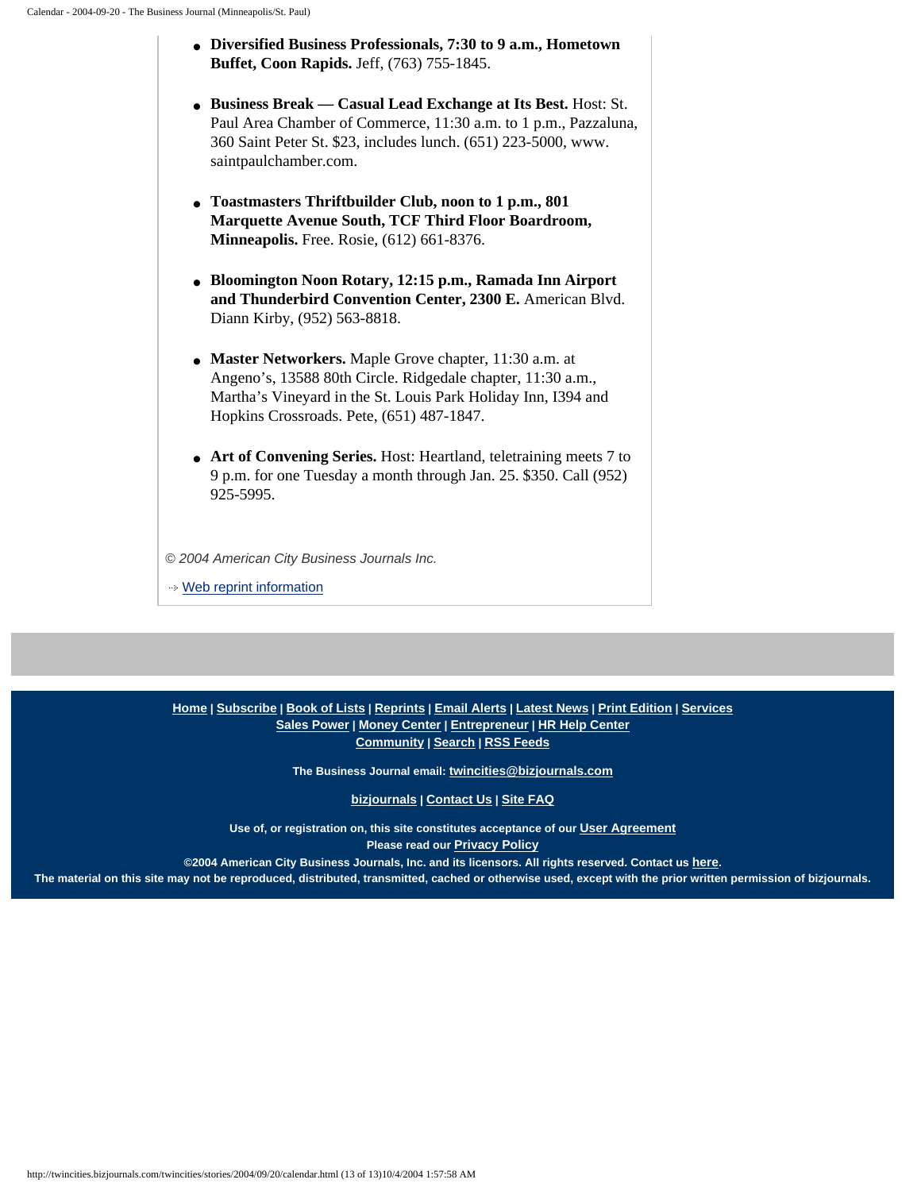- **Diversified Business Professionals, 7:30 to 9 a.m., Hometown Buffet, Coon Rapids.** Jeff, (763) 755-1845.

- **Business Break — Casual Lead Exchange at Its Best.** Host: St. Paul Area Chamber of Commerce, 11:30 a.m. to 1 p.m., Pazzaluna, 360 Saint Peter St. $23, includes lunch. (651) 223-5000, www.saintpaulchamber.com.

- **Toastmasters Thriftbuilder Club, noon to 1 p.m., 801 Marquette Avenue South, TCF Third Floor Boardroom, Minneapolis.** Free. Rosie, (612) 661-8376.

- **Bloomington Noon Rotary, 12:15 p.m., Ramada Inn Airport and Thunderbird Convention Center, 2300 E.** American Blvd. Diann Kirby, (952) 563-8818.

- **Master Networkers.** Maple Grove chapter, 11:30 a.m. at Angeno's, 13588 80th Circle. Ridgedale chapter, 11:30 a.m., Martha's Vineyard in the St. Louis Park Holiday Inn, I394 and Hopkins Crossroads. Pete, (651) 487-1847.

- **Art of Convening Series.** Host: Heartland, teletraining meets 7 to 9 p.m. for one Tuesday a month through Jan. 25. $350. Call (952) 925-5995.

*© 2004 American City Business Journals Inc.*

Web reprint information

Home | Subscribe | Book of Lists | Reprints | Email Alerts | Latest News | Print Edition | Services
Sales Power | Money Center | Entrepreneur | HR Help Center
Community | Search | RSS Feeds

**The Business Journal email: twincities@bizjournals.com**

bizjournals | Contact Us | Site FAQ

**Use of, or registration on, this site constitutes acceptance of our User Agreement**
**Please read our Privacy Policy**
**©2004 American City Business Journals, Inc. and its licensors. All rights reserved. Contact us here.**
**The material on this site may not be reproduced, distributed, transmitted, cached or otherwise used, except with the prior written permission of bizjournals.**